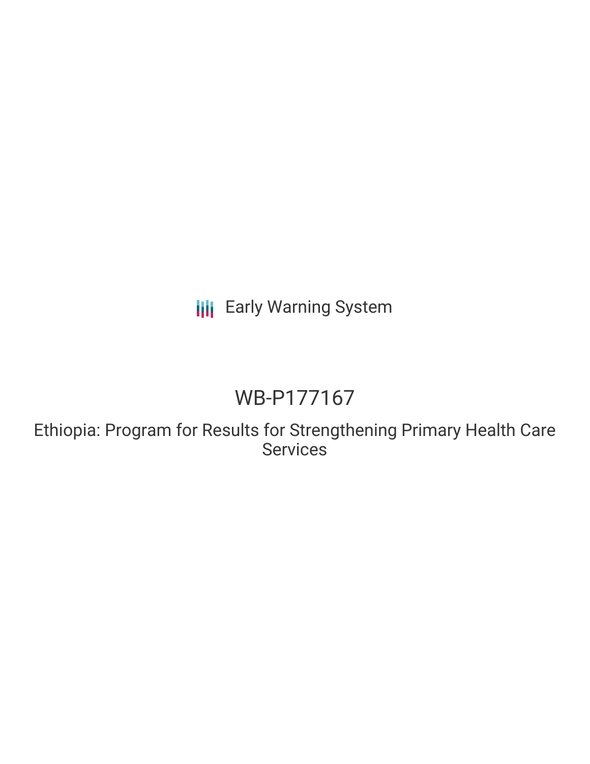Early Warning System

# WB-P177167

Ethiopia: Program for Results for Strengthening Primary Health Care Services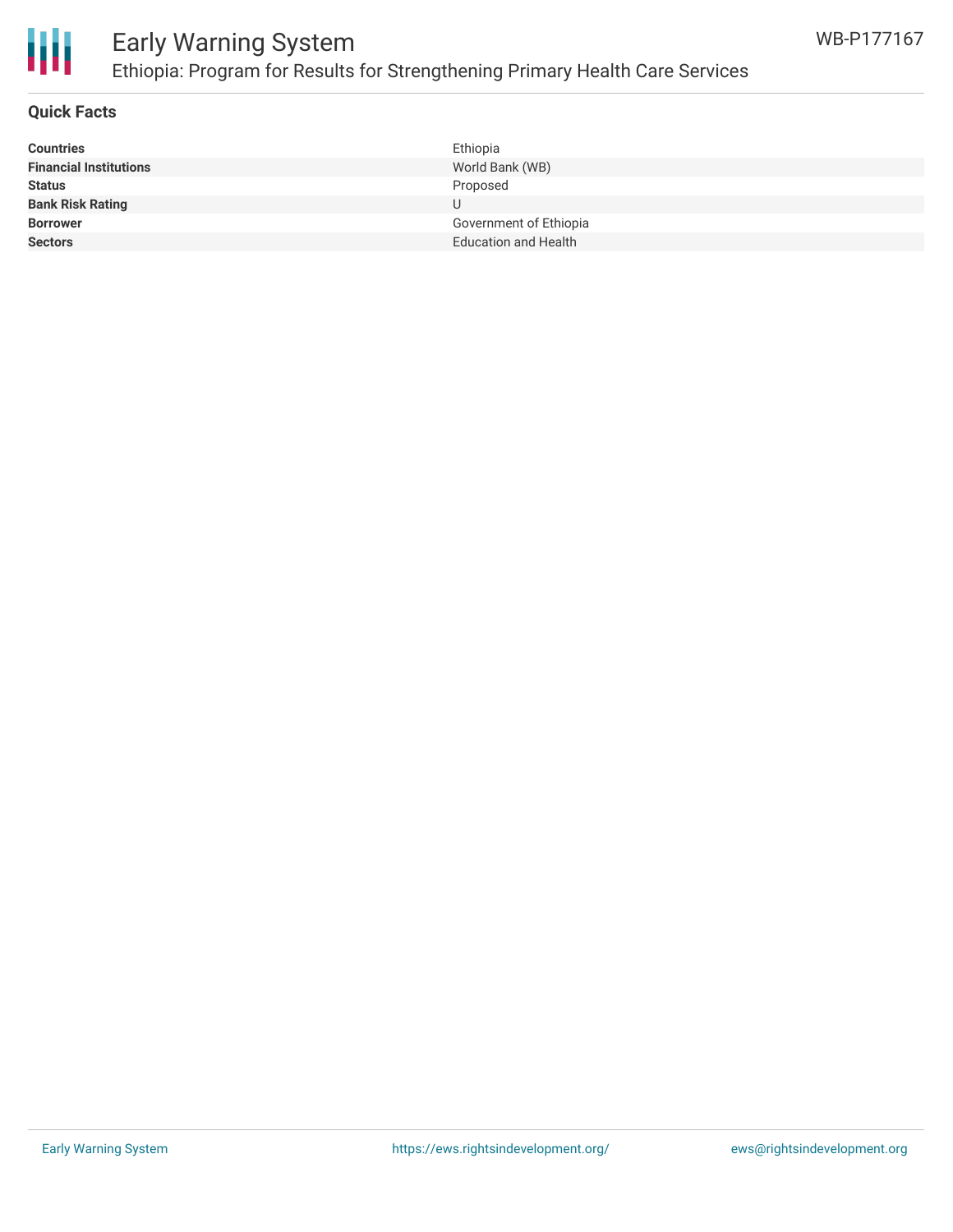## Quick Facts

| | |
|---|---|
| **Countries** | Ethiopia |
| **Financial Institutions** | World Bank (WB) |
| **Status** | Proposed |
| **Bank Risk Rating** | U |
| **Borrower** | Government of Ethiopia |
| **Sectors** | Education and Health |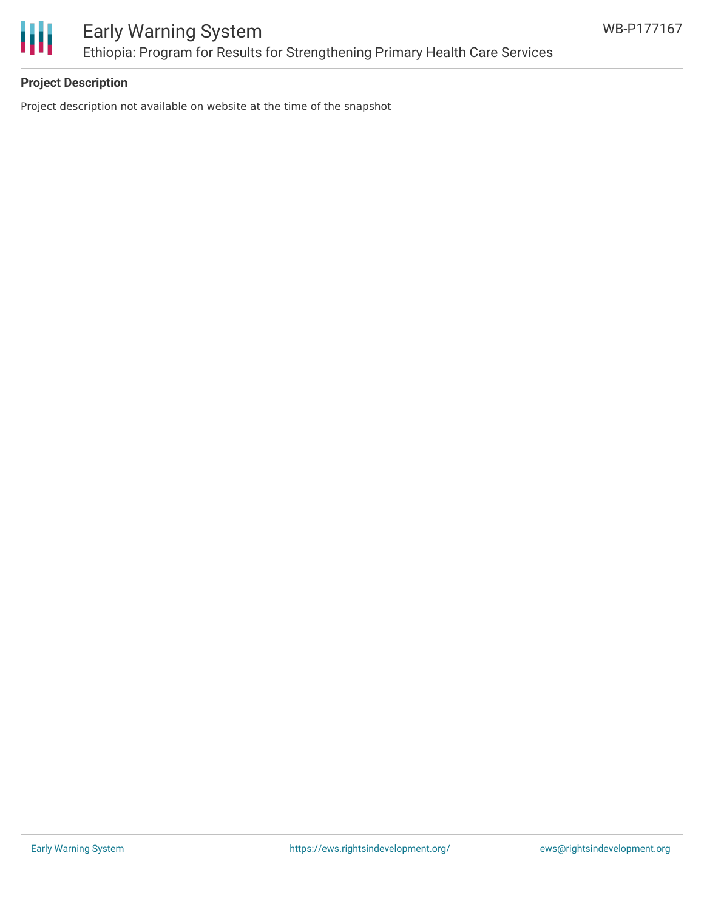## Project Description

Project description not available on website at the time of the snapshot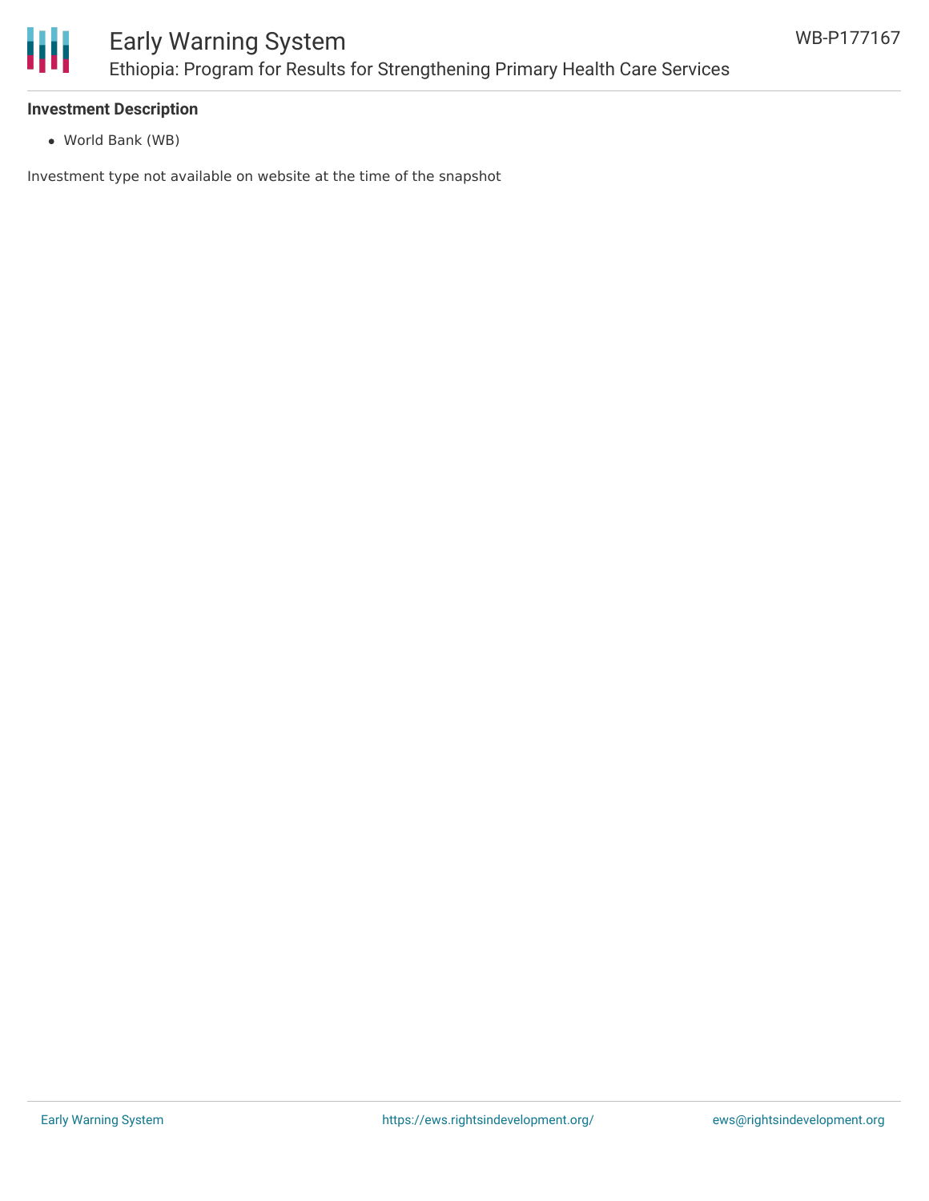**Investment Description**

- World Bank (WB)

Investment type not available on website at the time of the snapshot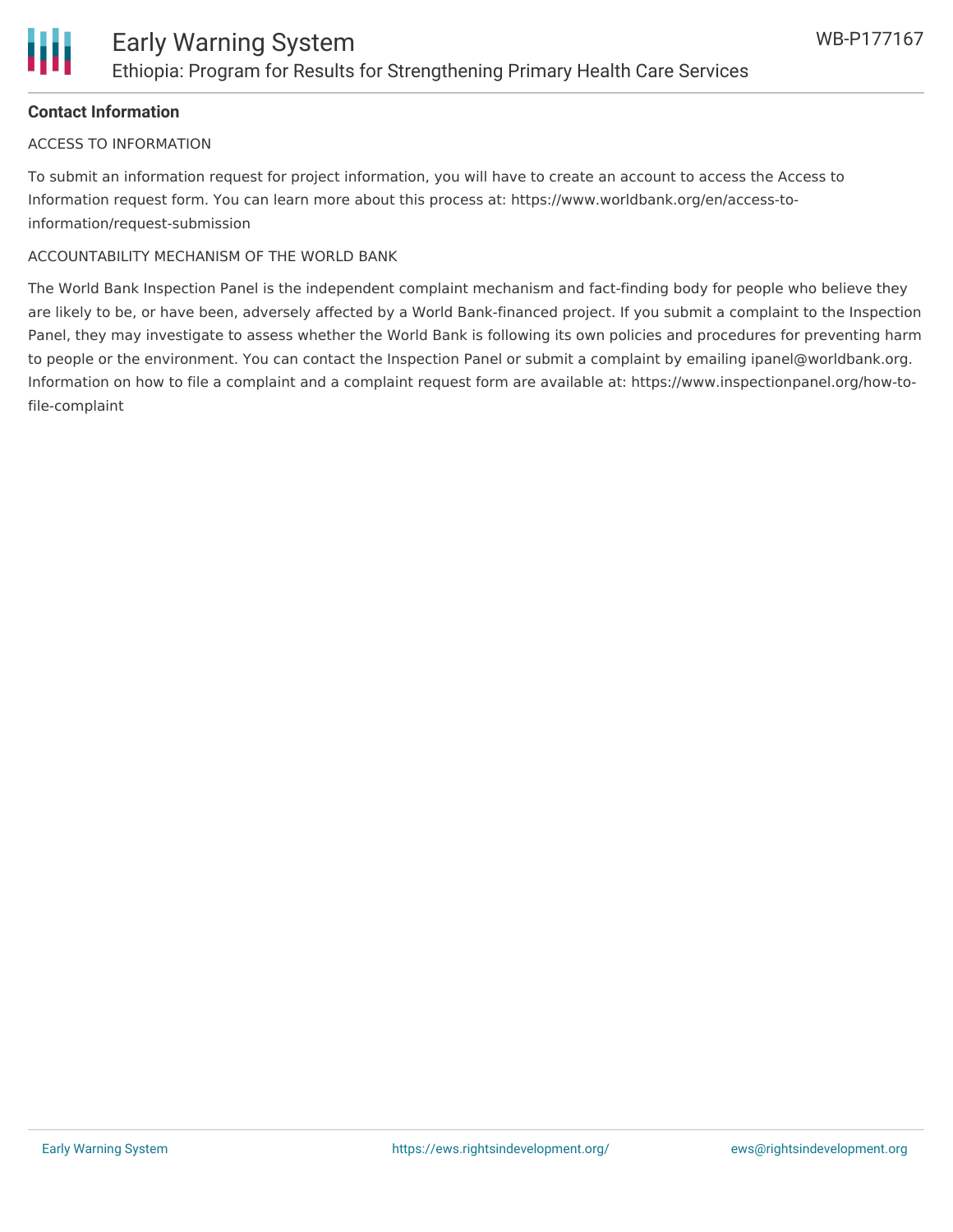**Contact Information**

ACCESS TO INFORMATION

To submit an information request for project information, you will have to create an account to access the Access to Information request form. You can learn more about this process at: https://www.worldbank.org/en/access-to-information/request-submission

ACCOUNTABILITY MECHANISM OF THE WORLD BANK

The World Bank Inspection Panel is the independent complaint mechanism and fact-finding body for people who believe they are likely to be, or have been, adversely affected by a World Bank-financed project. If you submit a complaint to the Inspection Panel, they may investigate to assess whether the World Bank is following its own policies and procedures for preventing harm to people or the environment. You can contact the Inspection Panel or submit a complaint by emailing ipanel@worldbank.org. Information on how to file a complaint and a complaint request form are available at: https://www.inspectionpanel.org/how-to-file-complaint